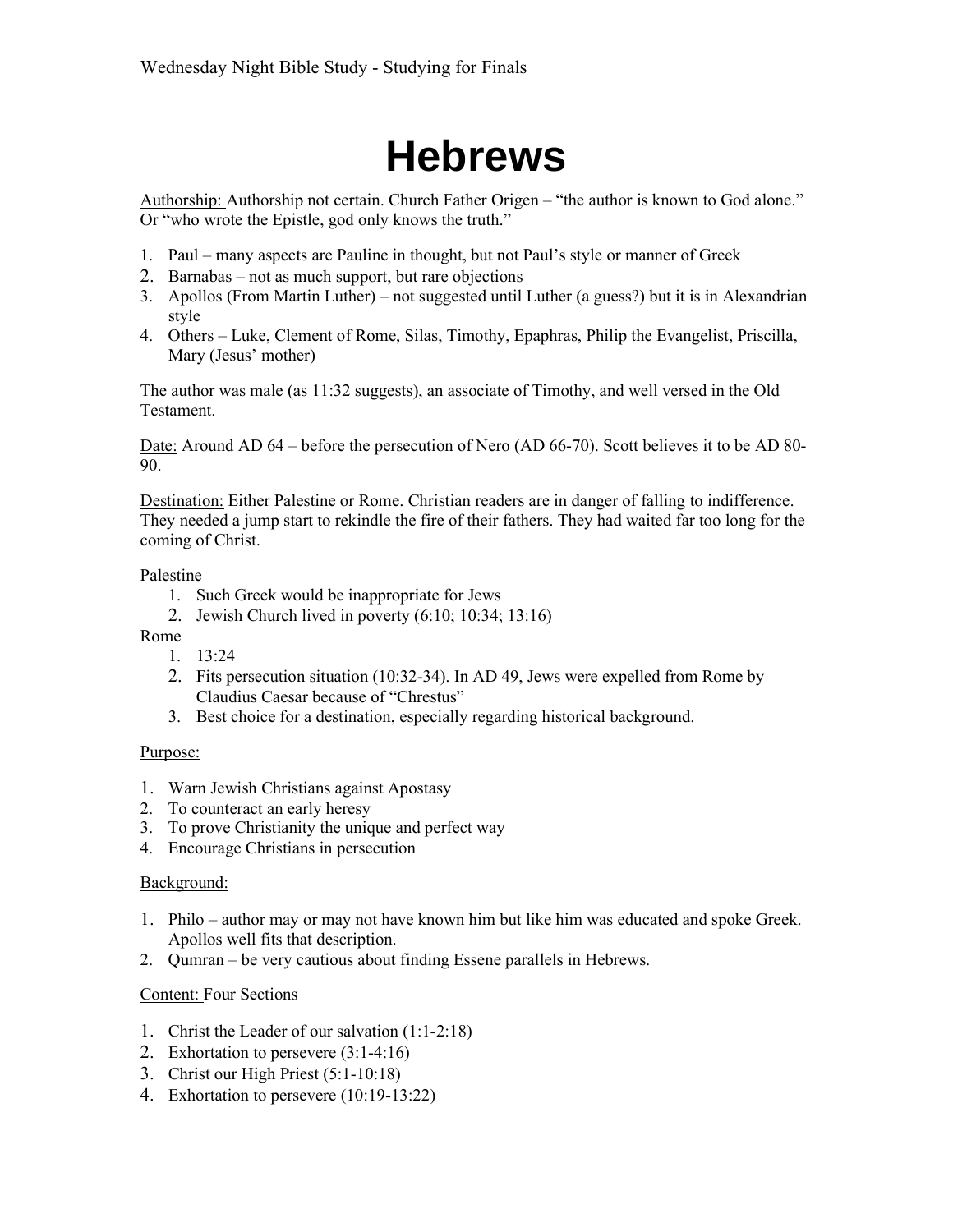Wednesday Night Bible Study - Studying for Finals

# Hebrews

Authorship: Authorship not certain. Church Father Origen – "the author is known to God alone." Or "who wrote the Epistle, god only knows the truth."

1. Paul – many aspects are Pauline in thought, but not Paul's style or manner of Greek
2. Barnabas – not as much support, but rare objections
3. Apollos (From Martin Luther) – not suggested until Luther (a guess?) but it is in Alexandrian style
4. Others – Luke, Clement of Rome, Silas, Timothy, Epaphras, Philip the Evangelist, Priscilla, Mary (Jesus' mother)

The author was male (as 11:32 suggests), an associate of Timothy, and well versed in the Old Testament.

Date: Around AD 64 – before the persecution of Nero (AD 66-70). Scott believes it to be AD 80-90.

Destination: Either Palestine or Rome. Christian readers are in danger of falling to indifference. They needed a jump start to rekindle the fire of their fathers. They had waited far too long for the coming of Christ.

Palestine

1. Such Greek would be inappropriate for Jews
2. Jewish Church lived in poverty (6:10; 10:34; 13:16)

Rome

1. 13:24
2. Fits persecution situation (10:32-34). In AD 49, Jews were expelled from Rome by Claudius Caesar because of "Chrestus"
3. Best choice for a destination, especially regarding historical background.

Purpose:

1. Warn Jewish Christians against Apostasy
2. To counteract an early heresy
3. To prove Christianity the unique and perfect way
4. Encourage Christians in persecution

Background:

1. Philo – author may or may not have known him but like him was educated and spoke Greek. Apollos well fits that description.
2. Qumran – be very cautious about finding Essene parallels in Hebrews.

Content: Four Sections

1. Christ the Leader of our salvation (1:1-2:18)
2. Exhortation to persevere (3:1-4:16)
3. Christ our High Priest (5:1-10:18)
4. Exhortation to persevere (10:19-13:22)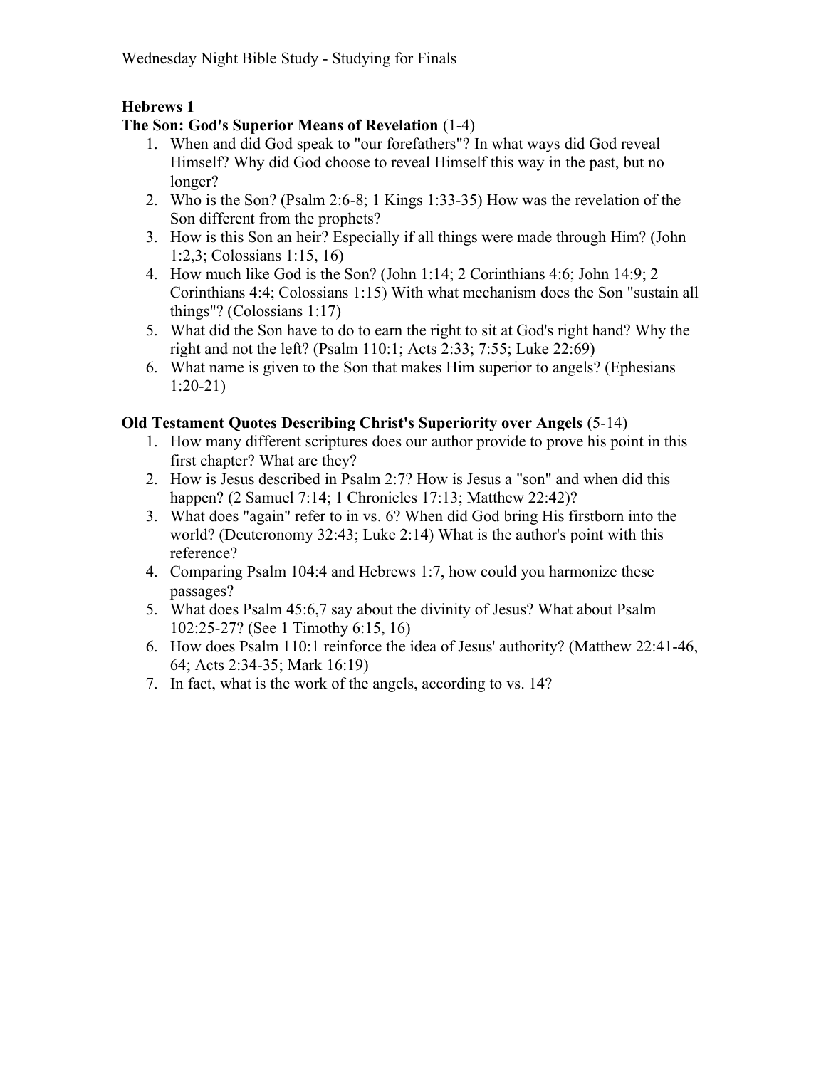Wednesday Night Bible Study - Studying for Finals

**Hebrews 1**

**The Son: God's Superior Means of Revelation** (1-4)

1. When and did God speak to "our forefathers"? In what ways did God reveal Himself? Why did God choose to reveal Himself this way in the past, but no longer?
2. Who is the Son? (Psalm 2:6-8; 1 Kings 1:33-35) How was the revelation of the Son different from the prophets?
3. How is this Son an heir? Especially if all things were made through Him? (John 1:2,3; Colossians 1:15, 16)
4. How much like God is the Son? (John 1:14; 2 Corinthians 4:6; John 14:9; 2 Corinthians 4:4; Colossians 1:15) With what mechanism does the Son "sustain all things"? (Colossians 1:17)
5. What did the Son have to do to earn the right to sit at God's right hand? Why the right and not the left? (Psalm 110:1; Acts 2:33; 7:55; Luke 22:69)
6. What name is given to the Son that makes Him superior to angels? (Ephesians 1:20-21)

**Old Testament Quotes Describing Christ's Superiority over Angels** (5-14)

1. How many different scriptures does our author provide to prove his point in this first chapter? What are they?
2. How is Jesus described in Psalm 2:7? How is Jesus a "son" and when did this happen? (2 Samuel 7:14; 1 Chronicles 17:13; Matthew 22:42)?
3. What does "again" refer to in vs. 6? When did God bring His firstborn into the world? (Deuteronomy 32:43; Luke 2:14) What is the author's point with this reference?
4. Comparing Psalm 104:4 and Hebrews 1:7, how could you harmonize these passages?
5. What does Psalm 45:6,7 say about the divinity of Jesus? What about Psalm 102:25-27? (See 1 Timothy 6:15, 16)
6. How does Psalm 110:1 reinforce the idea of Jesus' authority? (Matthew 22:41-46, 64; Acts 2:34-35; Mark 16:19)
7. In fact, what is the work of the angels, according to vs. 14?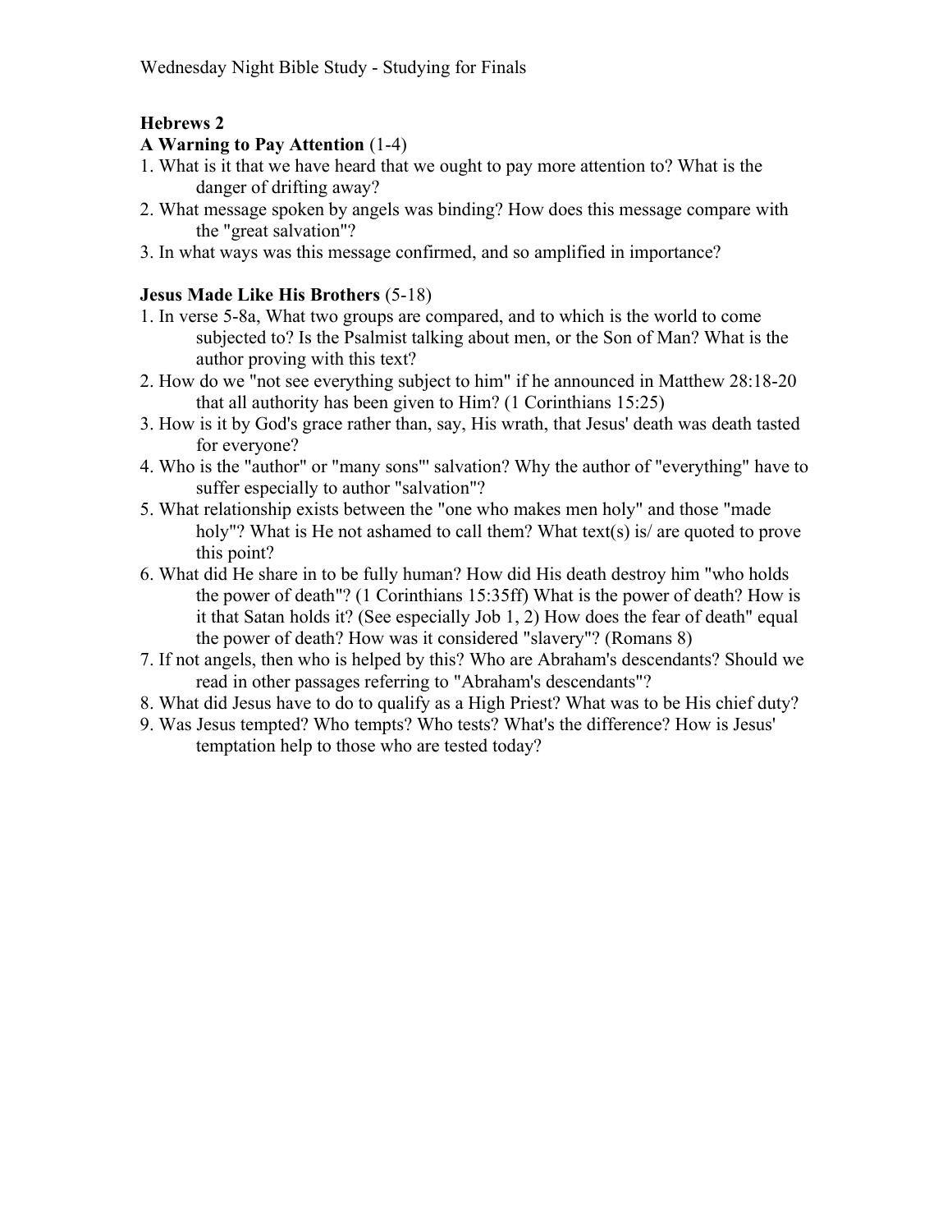## Hebrews 2

### A Warning to Pay Attention (1-4)

1. What is it that we have heard that we ought to pay more attention to? What is the danger of drifting away?
2. What message spoken by angels was binding? How does this message compare with the "great salvation"?
3. In what ways was this message confirmed, and so amplified in importance?

### Jesus Made Like His Brothers (5-18)

1. In verse 5-8a, What two groups are compared, and to which is the world to come subjected to? Is the Psalmist talking about men, or the Son of Man? What is the author proving with this text?
2. How do we "not see everything subject to him" if he announced in Matthew 28:18-20 that all authority has been given to Him? (1 Corinthians 15:25)
3. How is it by God's grace rather than, say, His wrath, that Jesus' death was death tasted for everyone?
4. Who is the "author" or "many sons'" salvation? Why the author of "everything" have to suffer especially to author "salvation"?
5. What relationship exists between the "one who makes men holy" and those "made holy"? What is He not ashamed to call them? What text(s) is/ are quoted to prove this point?
6. What did He share in to be fully human? How did His death destroy him "who holds the power of death"? (1 Corinthians 15:35ff) What is the power of death? How is it that Satan holds it? (See especially Job 1, 2) How does the fear of death" equal the power of death? How was it considered "slavery"? (Romans 8)
7. If not angels, then who is helped by this? Who are Abraham's descendants? Should we read in other passages referring to "Abraham's descendants"?
8. What did Jesus have to do to qualify as a High Priest? What was to be His chief duty?
9. Was Jesus tempted? Who tempts? Who tests? What's the difference? How is Jesus' temptation help to those who are tested today?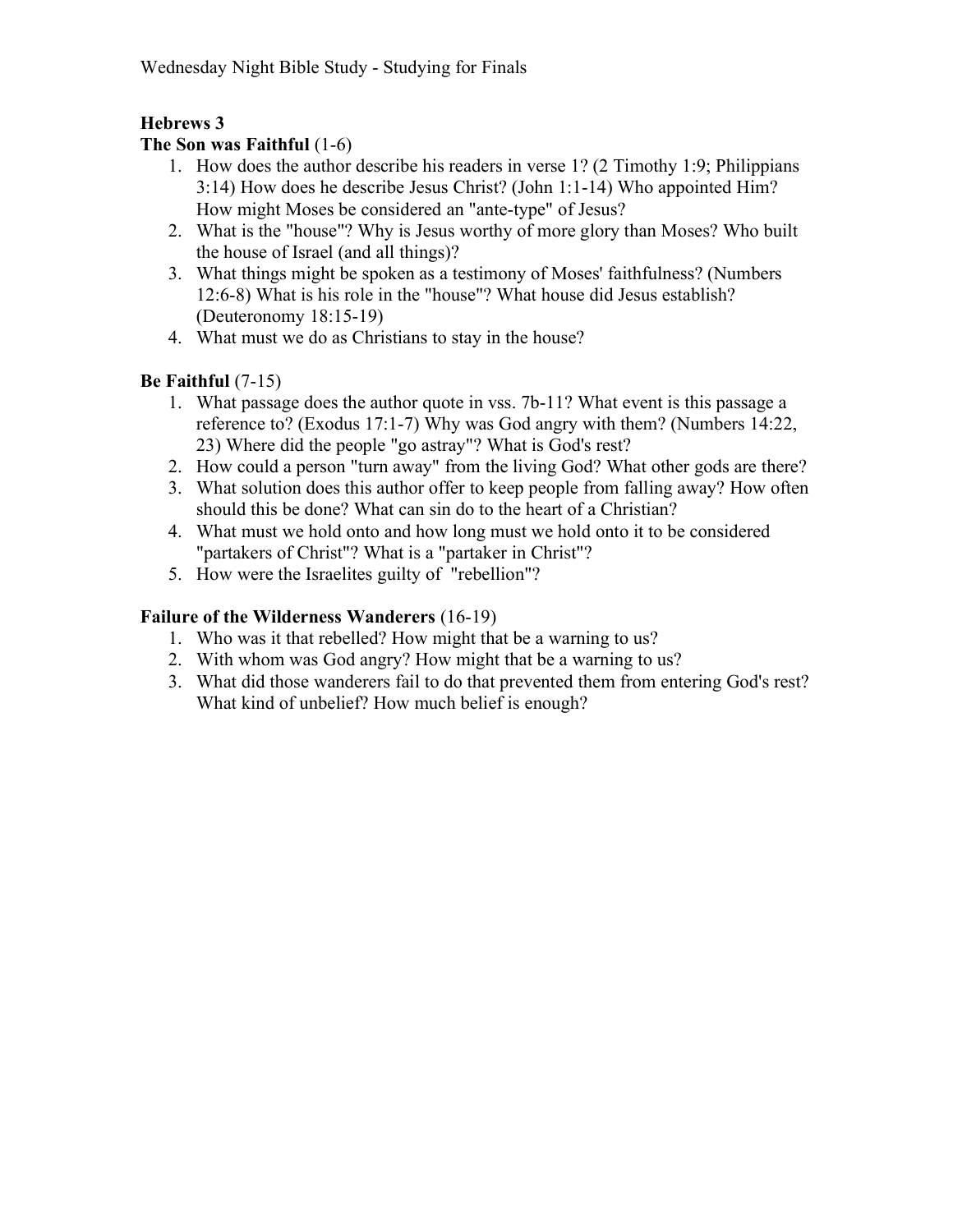## Hebrews 3

### The Son was Faithful (1-6)

1. How does the author describe his readers in verse 1? (2 Timothy 1:9; Philippians 3:14) How does he describe Jesus Christ? (John 1:1-14) Who appointed Him? How might Moses be considered an "ante-type" of Jesus?
2. What is the "house"? Why is Jesus worthy of more glory than Moses? Who built the house of Israel (and all things)?
3. What things might be spoken as a testimony of Moses' faithfulness? (Numbers 12:6-8) What is his role in the "house"? What house did Jesus establish? (Deuteronomy 18:15-19)
4. What must we do as Christians to stay in the house?

### Be Faithful (7-15)

1. What passage does the author quote in vss. 7b-11? What event is this passage a reference to? (Exodus 17:1-7) Why was God angry with them? (Numbers 14:22, 23) Where did the people "go astray"? What is God's rest?
2. How could a person "turn away" from the living God? What other gods are there?
3. What solution does this author offer to keep people from falling away? How often should this be done? What can sin do to the heart of a Christian?
4. What must we hold onto and how long must we hold onto it to be considered "partakers of Christ"? What is a "partaker in Christ"?
5. How were the Israelites guilty of "rebellion"?

### Failure of the Wilderness Wanderers (16-19)

1. Who was it that rebelled? How might that be a warning to us?
2. With whom was God angry? How might that be a warning to us?
3. What did those wanderers fail to do that prevented them from entering God's rest? What kind of unbelief? How much belief is enough?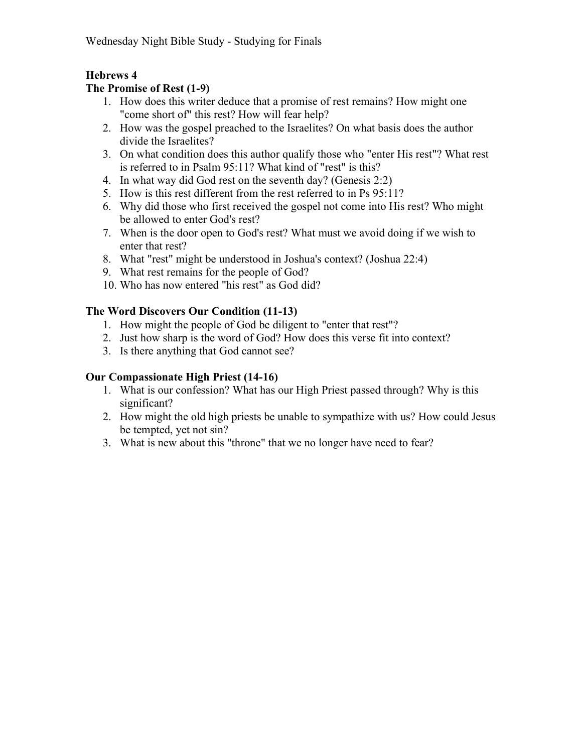## Hebrews 4

### The Promise of Rest (1-9)

1. How does this writer deduce that a promise of rest remains? How might one "come short of" this rest? How will fear help?
2. How was the gospel preached to the Israelites? On what basis does the author divide the Israelites?
3. On what condition does this author qualify those who "enter His rest"? What rest is referred to in Psalm 95:11? What kind of "rest" is this?
4. In what way did God rest on the seventh day? (Genesis 2:2)
5. How is this rest different from the rest referred to in Ps 95:11?
6. Why did those who first received the gospel not come into His rest? Who might be allowed to enter God's rest?
7. When is the door open to God's rest? What must we avoid doing if we wish to enter that rest?
8. What "rest" might be understood in Joshua's context? (Joshua 22:4)
9. What rest remains for the people of God?
10. Who has now entered "his rest" as God did?

### The Word Discovers Our Condition (11-13)

1. How might the people of God be diligent to "enter that rest"?
2. Just how sharp is the word of God? How does this verse fit into context?
3. Is there anything that God cannot see?

### Our Compassionate High Priest (14-16)

1. What is our confession? What has our High Priest passed through? Why is this significant?
2. How might the old high priests be unable to sympathize with us? How could Jesus be tempted, yet not sin?
3. What is new about this "throne" that we no longer have need to fear?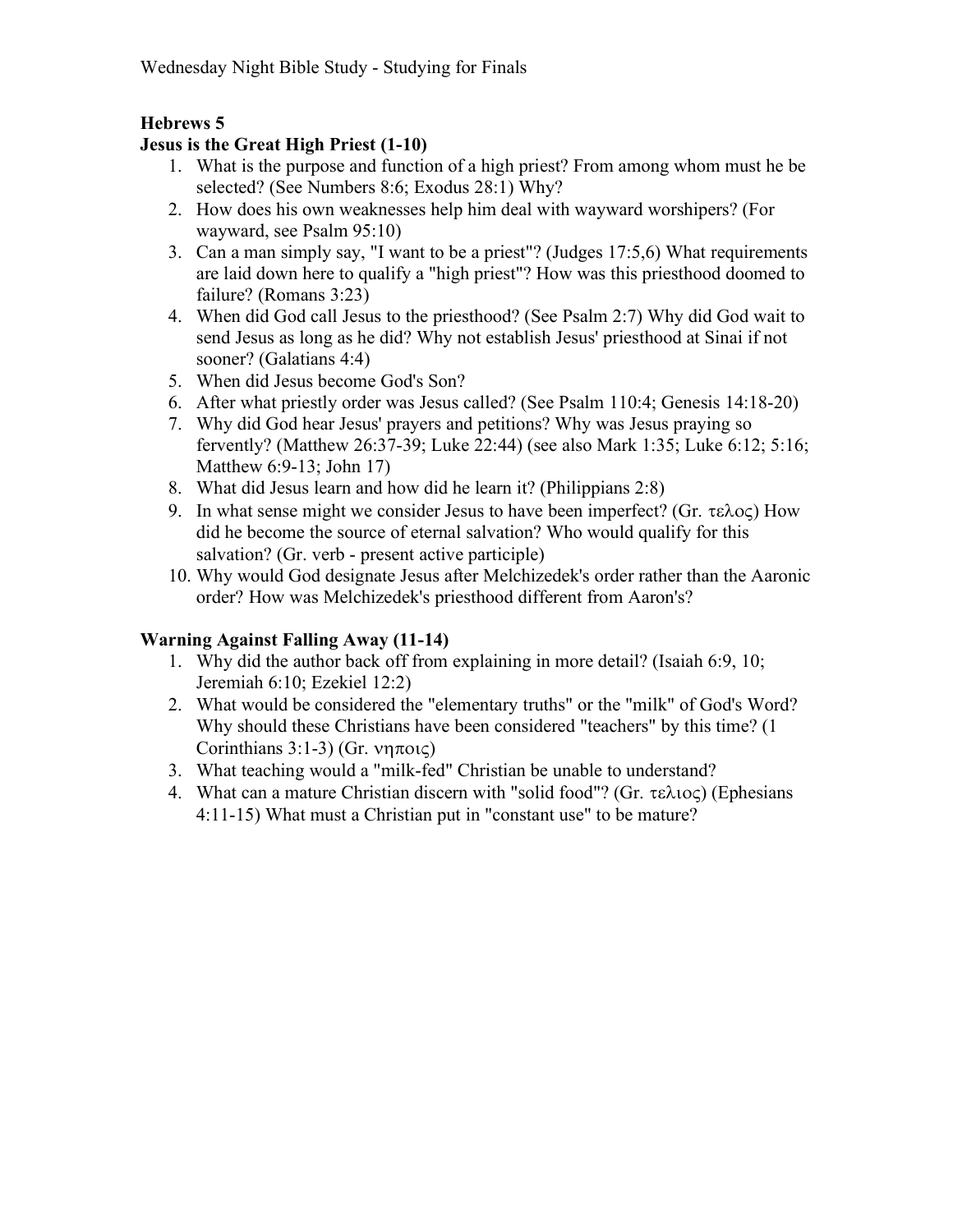## Hebrews 5

### Jesus is the Great High Priest (1-10)

1. What is the purpose and function of a high priest? From among whom must he be selected? (See Numbers 8:6; Exodus 28:1) Why?
2. How does his own weaknesses help him deal with wayward worshipers? (For wayward, see Psalm 95:10)
3. Can a man simply say, "I want to be a priest"? (Judges 17:5,6) What requirements are laid down here to qualify a "high priest"? How was this priesthood doomed to failure? (Romans 3:23)
4. When did God call Jesus to the priesthood? (See Psalm 2:7) Why did God wait to send Jesus as long as he did? Why not establish Jesus' priesthood at Sinai if not sooner? (Galatians 4:4)
5. When did Jesus become God's Son?
6. After what priestly order was Jesus called? (See Psalm 110:4; Genesis 14:18-20)
7. Why did God hear Jesus' prayers and petitions? Why was Jesus praying so fervently? (Matthew 26:37-39; Luke 22:44) (see also Mark 1:35; Luke 6:12; 5:16; Matthew 6:9-13; John 17)
8. What did Jesus learn and how did he learn it? (Philippians 2:8)
9. In what sense might we consider Jesus to have been imperfect? (Gr. τελος) How did he become the source of eternal salvation? Who would qualify for this salvation? (Gr. verb - present active participle)
10. Why would God designate Jesus after Melchizedek's order rather than the Aaronic order? How was Melchizedek's priesthood different from Aaron's?

### Warning Against Falling Away (11-14)

1. Why did the author back off from explaining in more detail? (Isaiah 6:9, 10; Jeremiah 6:10; Ezekiel 12:2)
2. What would be considered the "elementary truths" or the "milk" of God's Word? Why should these Christians have been considered "teachers" by this time? (1 Corinthians 3:1-3) (Gr. νηποις)
3. What teaching would a "milk-fed" Christian be unable to understand?
4. What can a mature Christian discern with "solid food"? (Gr. τελιος) (Ephesians 4:11-15) What must a Christian put in "constant use" to be mature?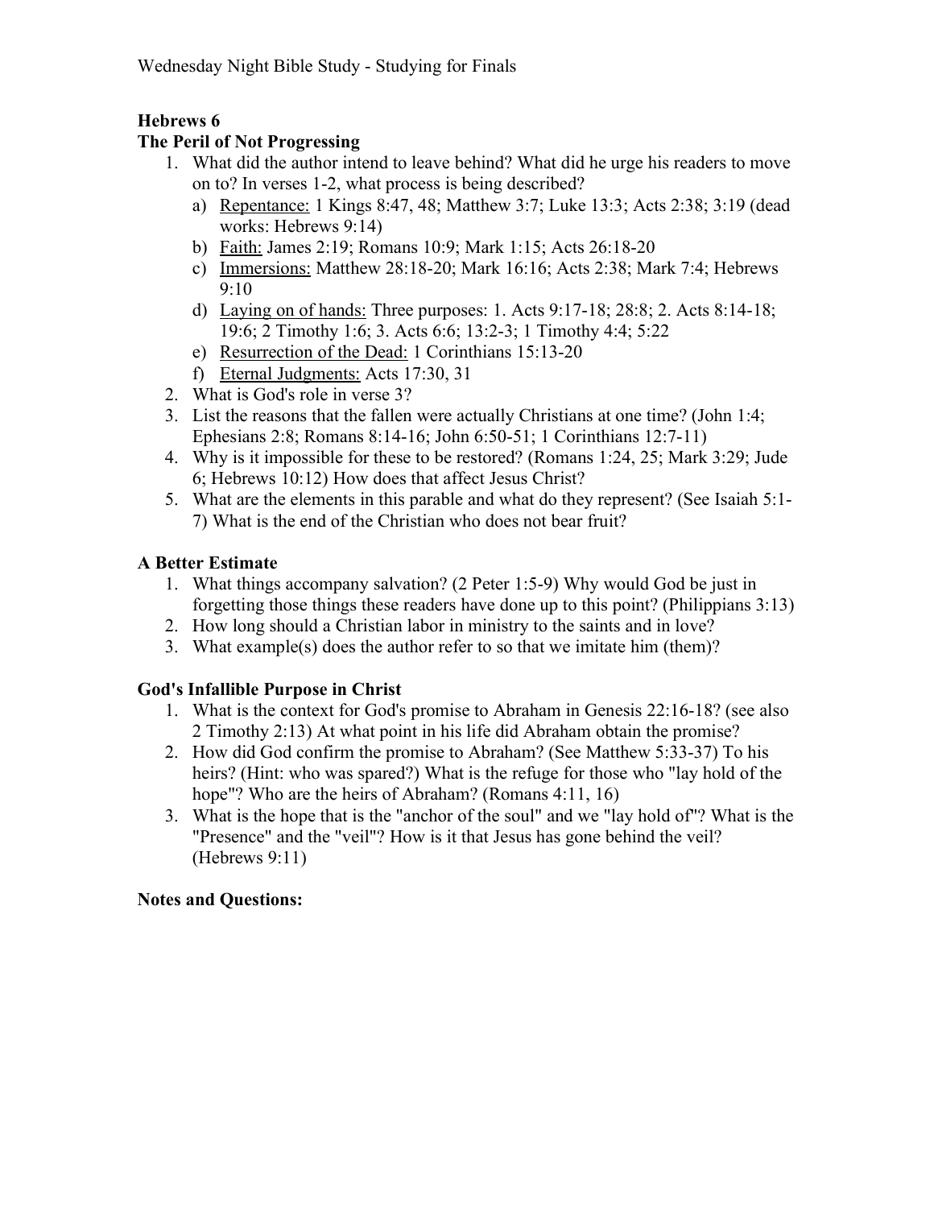## Hebrews 6

### The Peril of Not Progressing

1. What did the author intend to leave behind? What did he urge his readers to move on to? In verses 1-2, what process is being described?
   a) Repentance: 1 Kings 8:47, 48; Matthew 3:7; Luke 13:3; Acts 2:38; 3:19 (dead works: Hebrews 9:14)
   b) Faith: James 2:19; Romans 10:9; Mark 1:15; Acts 26:18-20
   c) Immersions: Matthew 28:18-20; Mark 16:16; Acts 2:38; Mark 7:4; Hebrews 9:10
   d) Laying on of hands: Three purposes: 1. Acts 9:17-18; 28:8; 2. Acts 8:14-18; 19:6; 2 Timothy 1:6; 3. Acts 6:6; 13:2-3; 1 Timothy 4:4; 5:22
   e) Resurrection of the Dead: 1 Corinthians 15:13-20
   f) Eternal Judgments: Acts 17:30, 31
2. What is God's role in verse 3?
3. List the reasons that the fallen were actually Christians at one time? (John 1:4; Ephesians 2:8; Romans 8:14-16; John 6:50-51; 1 Corinthians 12:7-11)
4. Why is it impossible for these to be restored? (Romans 1:24, 25; Mark 3:29; Jude 6; Hebrews 10:12) How does that affect Jesus Christ?
5. What are the elements in this parable and what do they represent? (See Isaiah 5:1-7) What is the end of the Christian who does not bear fruit?

### A Better Estimate

1. What things accompany salvation? (2 Peter 1:5-9) Why would God be just in forgetting those things these readers have done up to this point? (Philippians 3:13)
2. How long should a Christian labor in ministry to the saints and in love?
3. What example(s) does the author refer to so that we imitate him (them)?

### God's Infallible Purpose in Christ

1. What is the context for God's promise to Abraham in Genesis 22:16-18? (see also 2 Timothy 2:13) At what point in his life did Abraham obtain the promise?
2. How did God confirm the promise to Abraham? (See Matthew 5:33-37) To his heirs? (Hint: who was spared?) What is the refuge for those who "lay hold of the hope"? Who are the heirs of Abraham? (Romans 4:11, 16)
3. What is the hope that is the "anchor of the soul" and we "lay hold of"? What is the "Presence" and the "veil"? How is it that Jesus has gone behind the veil? (Hebrews 9:11)

### Notes and Questions: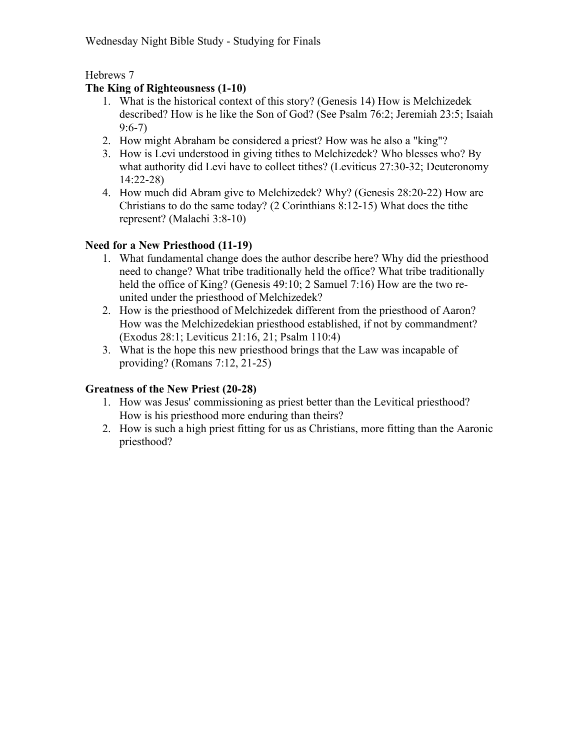Hebrews 7

**The King of Righteousness (1-10)**

1. What is the historical context of this story? (Genesis 14) How is Melchizedek described? How is he like the Son of God? (See Psalm 76:2; Jeremiah 23:5; Isaiah 9:6-7)
2. How might Abraham be considered a priest? How was he also a "king"?
3. How is Levi understood in giving tithes to Melchizedek? Who blesses who? By what authority did Levi have to collect tithes? (Leviticus 27:30-32; Deuteronomy 14:22-28)
4. How much did Abram give to Melchizedek? Why? (Genesis 28:20-22) How are Christians to do the same today? (2 Corinthians 8:12-15) What does the tithe represent? (Malachi 3:8-10)

**Need for a New Priesthood (11-19)**

1. What fundamental change does the author describe here? Why did the priesthood need to change? What tribe traditionally held the office? What tribe traditionally held the office of King? (Genesis 49:10; 2 Samuel 7:16) How are the two re-united under the priesthood of Melchizedek?
2. How is the priesthood of Melchizedek different from the priesthood of Aaron? How was the Melchizedekian priesthood established, if not by commandment? (Exodus 28:1; Leviticus 21:16, 21; Psalm 110:4)
3. What is the hope this new priesthood brings that the Law was incapable of providing? (Romans 7:12, 21-25)

**Greatness of the New Priest (20-28)**

1. How was Jesus' commissioning as priest better than the Levitical priesthood? How is his priesthood more enduring than theirs?
2. How is such a high priest fitting for us as Christians, more fitting than the Aaronic priesthood?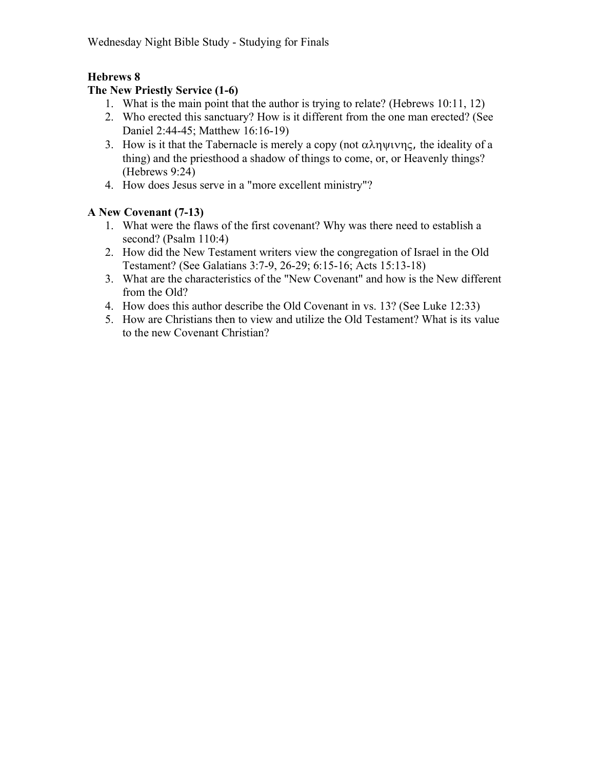Wednesday Night Bible Study - Studying for Finals

**Hebrews 8**

**The New Priestly Service (1-6)**

1. What is the main point that the author is trying to relate? (Hebrews 10:11, 12)
2. Who erected this sanctuary? How is it different from the one man erected? (See Daniel 2:44-45; Matthew 16:16-19)
3. How is it that the Tabernacle is merely a copy (not αληψινης, the ideality of a thing) and the priesthood a shadow of things to come, or, or Heavenly things? (Hebrews 9:24)
4. How does Jesus serve in a "more excellent ministry"?

**A New Covenant (7-13)**

1. What were the flaws of the first covenant? Why was there need to establish a second? (Psalm 110:4)
2. How did the New Testament writers view the congregation of Israel in the Old Testament? (See Galatians 3:7-9, 26-29; 6:15-16; Acts 15:13-18)
3. What are the characteristics of the "New Covenant" and how is the New different from the Old?
4. How does this author describe the Old Covenant in vs. 13? (See Luke 12:33)
5. How are Christians then to view and utilize the Old Testament? What is its value to the new Covenant Christian?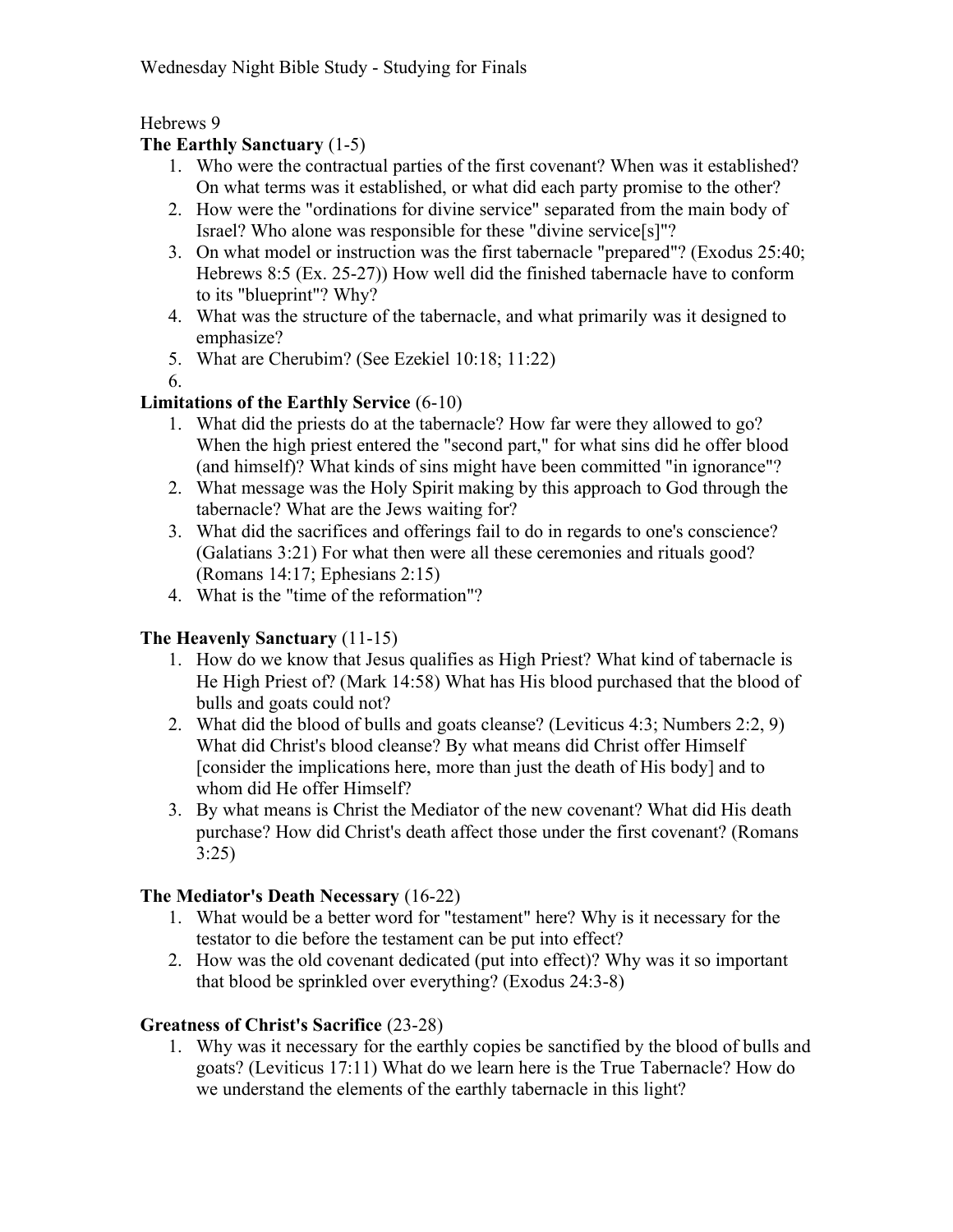Wednesday Night Bible Study - Studying for Finals

Hebrews 9

**The Earthly Sanctuary** (1-5)

1. Who were the contractual parties of the first covenant? When was it established? On what terms was it established, or what did each party promise to the other?
2. How were the "ordinations for divine service" separated from the main body of Israel? Who alone was responsible for these "divine service[s]"?
3. On what model or instruction was the first tabernacle "prepared"? (Exodus 25:40; Hebrews 8:5 (Ex. 25-27)) How well did the finished tabernacle have to conform to its "blueprint"? Why?
4. What was the structure of the tabernacle, and what primarily was it designed to emphasize?
5. What are Cherubim? (See Ezekiel 10:18; 11:22)
6. 

**Limitations of the Earthly Service** (6-10)

1. What did the priests do at the tabernacle? How far were they allowed to go? When the high priest entered the "second part," for what sins did he offer blood (and himself)? What kinds of sins might have been committed "in ignorance"?
2. What message was the Holy Spirit making by this approach to God through the tabernacle? What are the Jews waiting for?
3. What did the sacrifices and offerings fail to do in regards to one's conscience? (Galatians 3:21) For what then were all these ceremonies and rituals good? (Romans 14:17; Ephesians 2:15)
4. What is the "time of the reformation"?

**The Heavenly Sanctuary** (11-15)

1. How do we know that Jesus qualifies as High Priest? What kind of tabernacle is He High Priest of? (Mark 14:58) What has His blood purchased that the blood of bulls and goats could not?
2. What did the blood of bulls and goats cleanse? (Leviticus 4:3; Numbers 2:2, 9) What did Christ's blood cleanse? By what means did Christ offer Himself [consider the implications here, more than just the death of His body] and to whom did He offer Himself?
3. By what means is Christ the Mediator of the new covenant? What did His death purchase? How did Christ's death affect those under the first covenant? (Romans 3:25)

**The Mediator's Death Necessary** (16-22)

1. What would be a better word for "testament" here? Why is it necessary for the testator to die before the testament can be put into effect?
2. How was the old covenant dedicated (put into effect)? Why was it so important that blood be sprinkled over everything? (Exodus 24:3-8)

**Greatness of Christ's Sacrifice** (23-28)

1. Why was it necessary for the earthly copies be sanctified by the blood of bulls and goats? (Leviticus 17:11) What do we learn here is the True Tabernacle? How do we understand the elements of the earthly tabernacle in this light?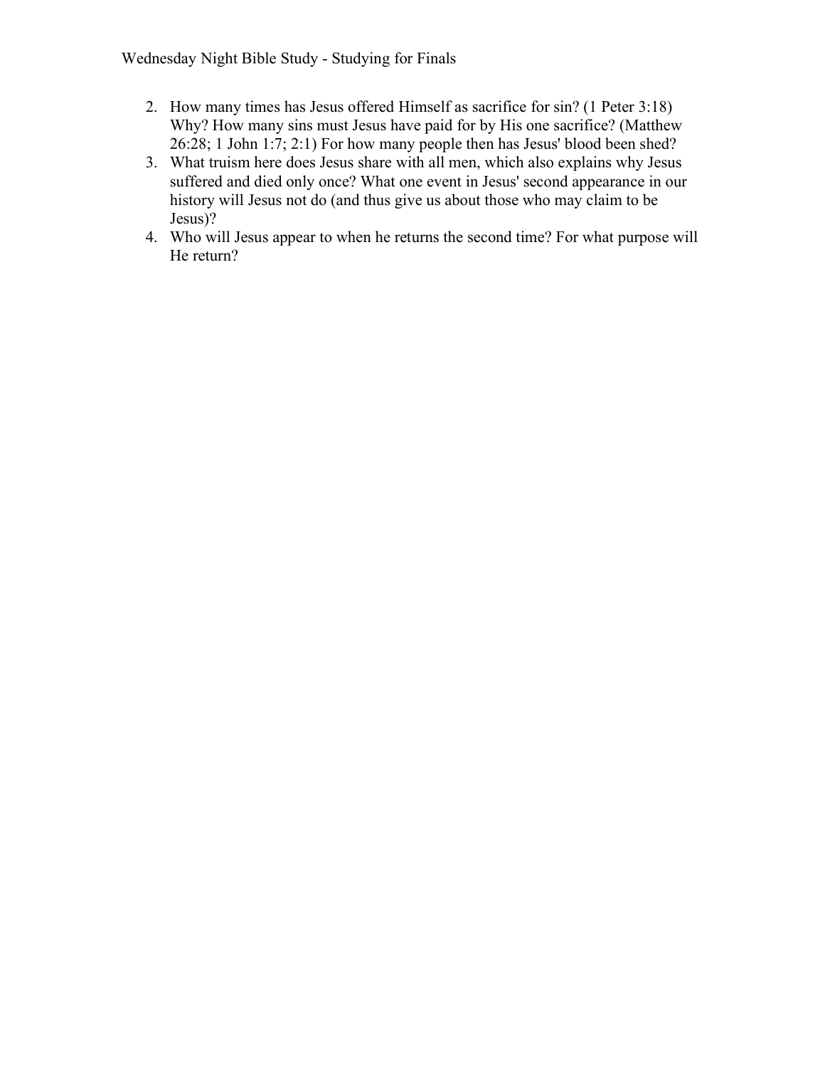2. How many times has Jesus offered Himself as sacrifice for sin? (1 Peter 3:18) Why? How many sins must Jesus have paid for by His one sacrifice? (Matthew 26:28; 1 John 1:7; 2:1) For how many people then has Jesus' blood been shed?
3. What truism here does Jesus share with all men, which also explains why Jesus suffered and died only once? What one event in Jesus' second appearance in our history will Jesus not do (and thus give us about those who may claim to be Jesus)?
4. Who will Jesus appear to when he returns the second time? For what purpose will He return?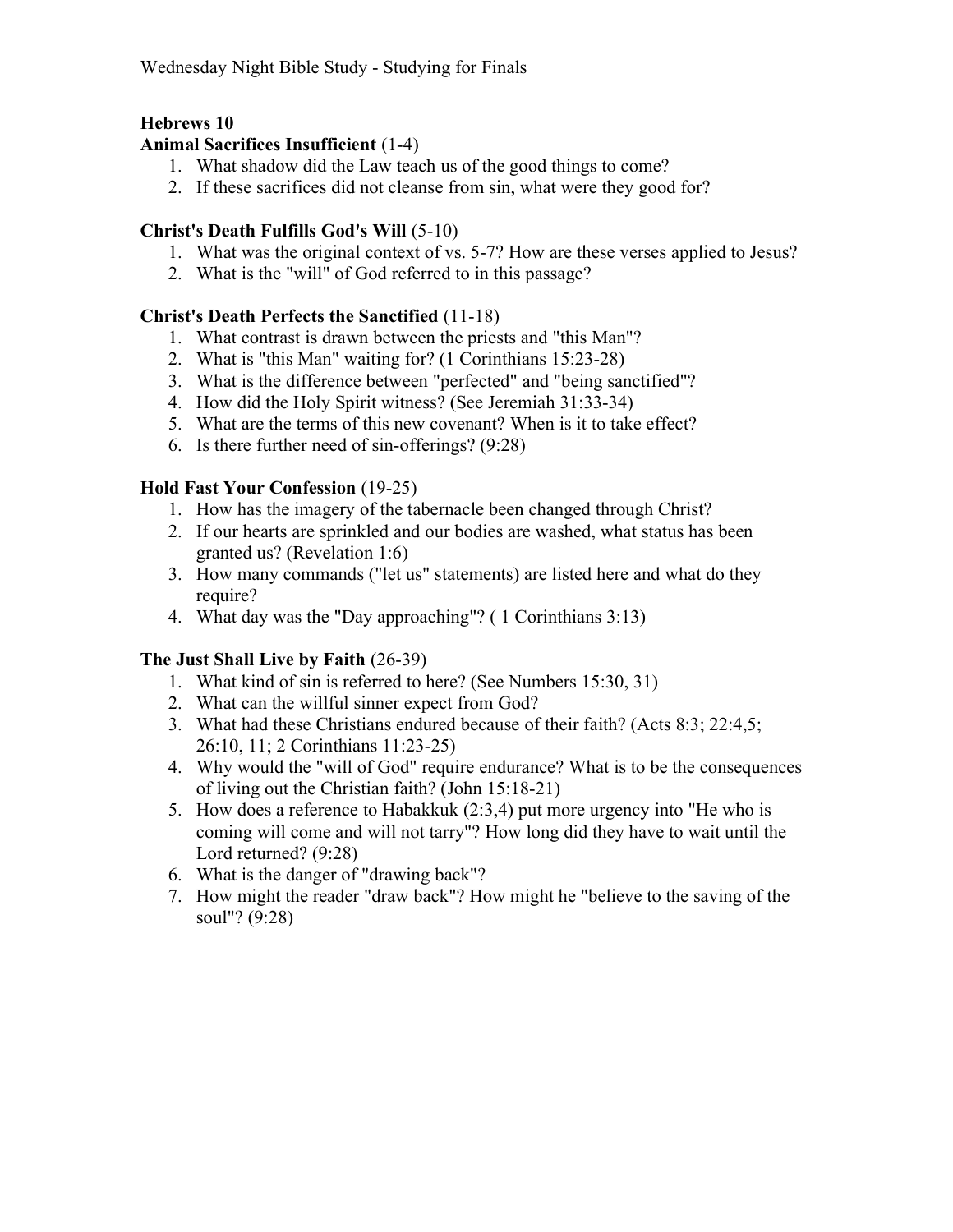## Hebrews 10

### Animal Sacrifices Insufficient (1-4)

1. What shadow did the Law teach us of the good things to come?
2. If these sacrifices did not cleanse from sin, what were they good for?

### Christ's Death Fulfills God's Will (5-10)

1. What was the original context of vs. 5-7? How are these verses applied to Jesus?
2. What is the "will" of God referred to in this passage?

### Christ's Death Perfects the Sanctified (11-18)

1. What contrast is drawn between the priests and "this Man"?
2. What is "this Man" waiting for? (1 Corinthians 15:23-28)
3. What is the difference between "perfected" and "being sanctified"?
4. How did the Holy Spirit witness? (See Jeremiah 31:33-34)
5. What are the terms of this new covenant? When is it to take effect?
6. Is there further need of sin-offerings? (9:28)

### Hold Fast Your Confession (19-25)

1. How has the imagery of the tabernacle been changed through Christ?
2. If our hearts are sprinkled and our bodies are washed, what status has been granted us? (Revelation 1:6)
3. How many commands ("let us" statements) are listed here and what do they require?
4. What day was the "Day approaching"? ( 1 Corinthians 3:13)

### The Just Shall Live by Faith (26-39)

1. What kind of sin is referred to here? (See Numbers 15:30, 31)
2. What can the willful sinner expect from God?
3. What had these Christians endured because of their faith? (Acts 8:3; 22:4,5; 26:10, 11; 2 Corinthians 11:23-25)
4. Why would the "will of God" require endurance? What is to be the consequences of living out the Christian faith? (John 15:18-21)
5. How does a reference to Habakkuk (2:3,4) put more urgency into "He who is coming will come and will not tarry"? How long did they have to wait until the Lord returned? (9:28)
6. What is the danger of "drawing back"?
7. How might the reader "draw back"? How might he "believe to the saving of the soul"? (9:28)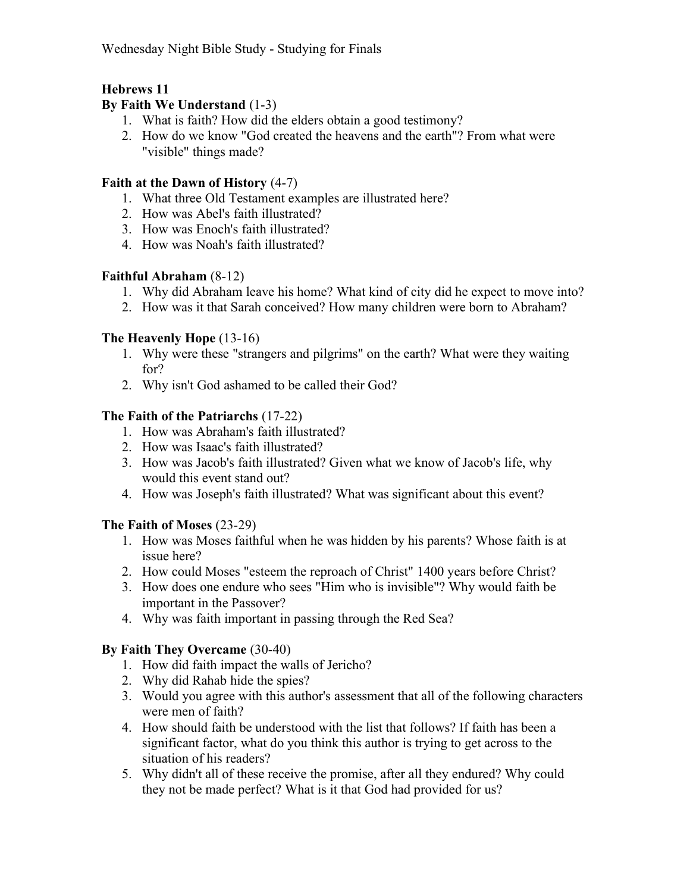## Hebrews 11

### By Faith We Understand (1-3)

1. What is faith? How did the elders obtain a good testimony?
2. How do we know "God created the heavens and the earth"? From what were "visible" things made?

### Faith at the Dawn of History (4-7)

1. What three Old Testament examples are illustrated here?
2. How was Abel's faith illustrated?
3. How was Enoch's faith illustrated?
4. How was Noah's faith illustrated?

### Faithful Abraham (8-12)

1. Why did Abraham leave his home? What kind of city did he expect to move into?
2. How was it that Sarah conceived? How many children were born to Abraham?

### The Heavenly Hope (13-16)

1. Why were these "strangers and pilgrims" on the earth? What were they waiting for?
2. Why isn't God ashamed to be called their God?

### The Faith of the Patriarchs (17-22)

1. How was Abraham's faith illustrated?
2. How was Isaac's faith illustrated?
3. How was Jacob's faith illustrated? Given what we know of Jacob's life, why would this event stand out?
4. How was Joseph's faith illustrated? What was significant about this event?

### The Faith of Moses (23-29)

1. How was Moses faithful when he was hidden by his parents? Whose faith is at issue here?
2. How could Moses "esteem the reproach of Christ" 1400 years before Christ?
3. How does one endure who sees "Him who is invisible"? Why would faith be important in the Passover?
4. Why was faith important in passing through the Red Sea?

### By Faith They Overcame (30-40)

1. How did faith impact the walls of Jericho?
2. Why did Rahab hide the spies?
3. Would you agree with this author's assessment that all of the following characters were men of faith?
4. How should faith be understood with the list that follows? If faith has been a significant factor, what do you think this author is trying to get across to the situation of his readers?
5. Why didn't all of these receive the promise, after all they endured? Why could they not be made perfect? What is it that God had provided for us?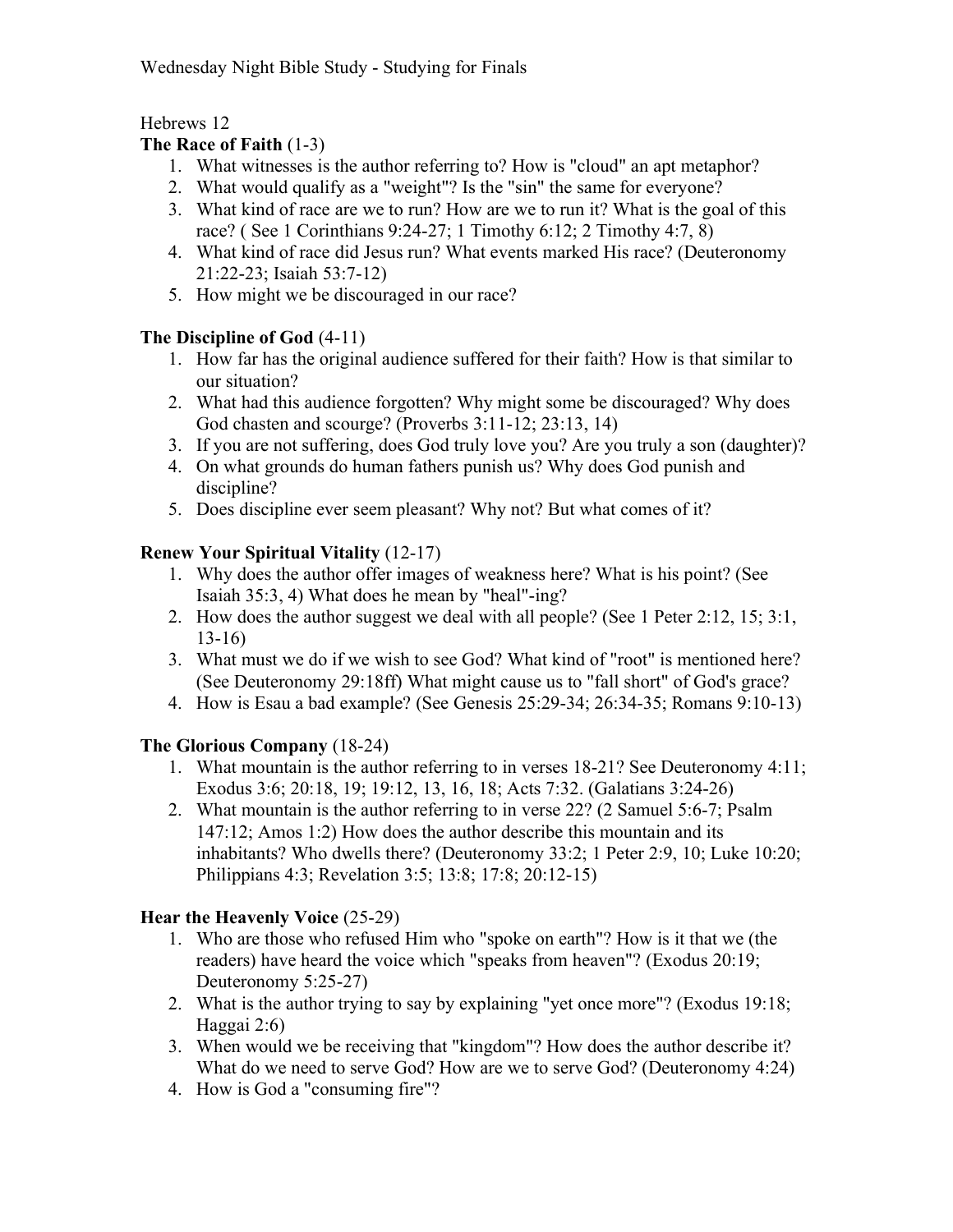Hebrews 12

**The Race of Faith** (1-3)

1. What witnesses is the author referring to? How is "cloud" an apt metaphor?
2. What would qualify as a "weight"? Is the "sin" the same for everyone?
3. What kind of race are we to run? How are we to run it? What is the goal of this race? ( See 1 Corinthians 9:24-27; 1 Timothy 6:12; 2 Timothy 4:7, 8)
4. What kind of race did Jesus run? What events marked His race? (Deuteronomy 21:22-23; Isaiah 53:7-12)
5. How might we be discouraged in our race?

**The Discipline of God** (4-11)

1. How far has the original audience suffered for their faith? How is that similar to our situation?
2. What had this audience forgotten? Why might some be discouraged? Why does God chasten and scourge? (Proverbs 3:11-12; 23:13, 14)
3. If you are not suffering, does God truly love you? Are you truly a son (daughter)?
4. On what grounds do human fathers punish us? Why does God punish and discipline?
5. Does discipline ever seem pleasant? Why not? But what comes of it?

**Renew Your Spiritual Vitality** (12-17)

1. Why does the author offer images of weakness here? What is his point? (See Isaiah 35:3, 4) What does he mean by "heal"-ing?
2. How does the author suggest we deal with all people? (See 1 Peter 2:12, 15; 3:1, 13-16)
3. What must we do if we wish to see God? What kind of "root" is mentioned here? (See Deuteronomy 29:18ff) What might cause us to "fall short" of God's grace?
4. How is Esau a bad example? (See Genesis 25:29-34; 26:34-35; Romans 9:10-13)

**The Glorious Company** (18-24)

1. What mountain is the author referring to in verses 18-21? See Deuteronomy 4:11; Exodus 3:6; 20:18, 19; 19:12, 13, 16, 18; Acts 7:32. (Galatians 3:24-26)
2. What mountain is the author referring to in verse 22? (2 Samuel 5:6-7; Psalm 147:12; Amos 1:2) How does the author describe this mountain and its inhabitants? Who dwells there? (Deuteronomy 33:2; 1 Peter 2:9, 10; Luke 10:20; Philippians 4:3; Revelation 3:5; 13:8; 17:8; 20:12-15)

**Hear the Heavenly Voice** (25-29)

1. Who are those who refused Him who "spoke on earth"? How is it that we (the readers) have heard the voice which "speaks from heaven"? (Exodus 20:19; Deuteronomy 5:25-27)
2. What is the author trying to say by explaining "yet once more"? (Exodus 19:18; Haggai 2:6)
3. When would we be receiving that "kingdom"? How does the author describe it? What do we need to serve God? How are we to serve God? (Deuteronomy 4:24)
4. How is God a "consuming fire"?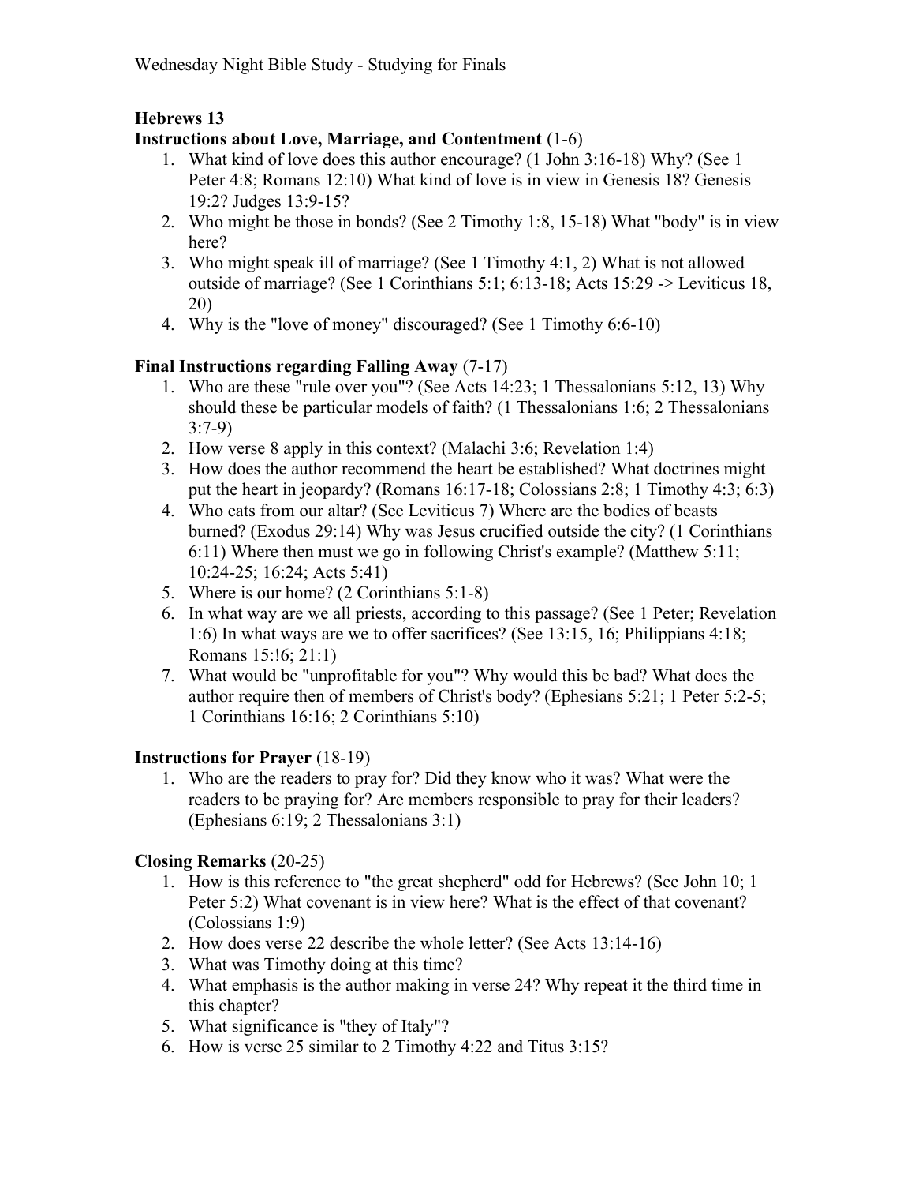**Hebrews 13**

**Instructions about Love, Marriage, and Contentment** (1-6)

1. What kind of love does this author encourage? (1 John 3:16-18) Why? (See 1 Peter 4:8; Romans 12:10) What kind of love is in view in Genesis 18? Genesis 19:2? Judges 13:9-15?
2. Who might be those in bonds? (See 2 Timothy 1:8, 15-18) What "body" is in view here?
3. Who might speak ill of marriage? (See 1 Timothy 4:1, 2) What is not allowed outside of marriage? (See 1 Corinthians 5:1; 6:13-18; Acts 15:29 -> Leviticus 18, 20)
4. Why is the "love of money" discouraged? (See 1 Timothy 6:6-10)

**Final Instructions regarding Falling Away** (7-17)

1. Who are these "rule over you"? (See Acts 14:23; 1 Thessalonians 5:12, 13) Why should these be particular models of faith? (1 Thessalonians 1:6; 2 Thessalonians 3:7-9)
2. How verse 8 apply in this context? (Malachi 3:6; Revelation 1:4)
3. How does the author recommend the heart be established? What doctrines might put the heart in jeopardy? (Romans 16:17-18; Colossians 2:8; 1 Timothy 4:3; 6:3)
4. Who eats from our altar? (See Leviticus 7) Where are the bodies of beasts burned? (Exodus 29:14) Why was Jesus crucified outside the city? (1 Corinthians 6:11) Where then must we go in following Christ's example? (Matthew 5:11; 10:24-25; 16:24; Acts 5:41)
5. Where is our home? (2 Corinthians 5:1-8)
6. In what way are we all priests, according to this passage? (See 1 Peter; Revelation 1:6) In what ways are we to offer sacrifices? (See 13:15, 16; Philippians 4:18; Romans 15:!6; 21:1)
7. What would be "unprofitable for you"? Why would this be bad? What does the author require then of members of Christ's body? (Ephesians 5:21; 1 Peter 5:2-5; 1 Corinthians 16:16; 2 Corinthians 5:10)

**Instructions for Prayer** (18-19)

1. Who are the readers to pray for? Did they know who it was? What were the readers to be praying for? Are members responsible to pray for their leaders? (Ephesians 6:19; 2 Thessalonians 3:1)

**Closing Remarks** (20-25)

1. How is this reference to "the great shepherd" odd for Hebrews? (See John 10; 1 Peter 5:2) What covenant is in view here? What is the effect of that covenant? (Colossians 1:9)
2. How does verse 22 describe the whole letter? (See Acts 13:14-16)
3. What was Timothy doing at this time?
4. What emphasis is the author making in verse 24? Why repeat it the third time in this chapter?
5. What significance is "they of Italy"?
6. How is verse 25 similar to 2 Timothy 4:22 and Titus 3:15?